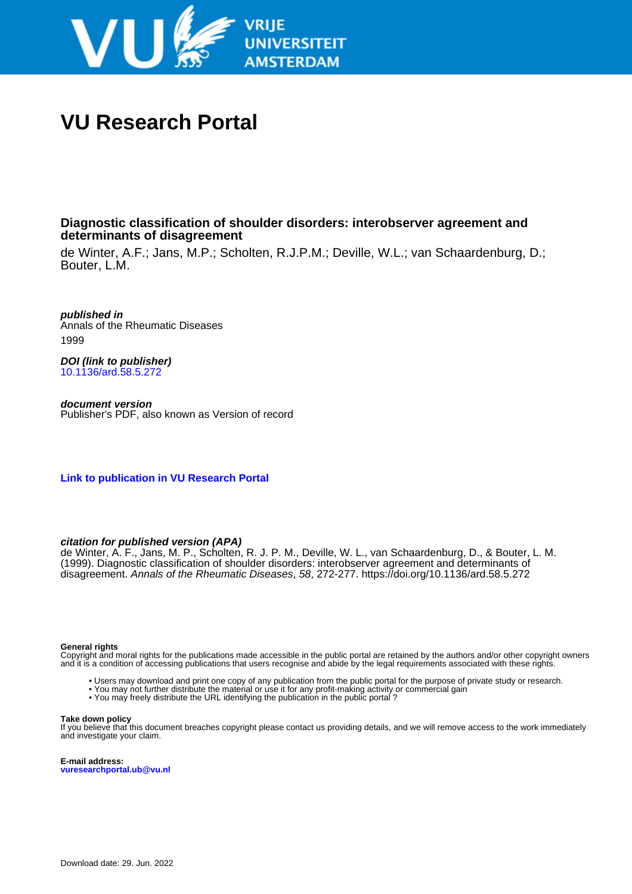# VU Research Portal

## Diagnostic classification of shoulder disorders: interobserver agreement and determinants of disagreement

de Winter, A.F.; Jans, M.P.; Scholten, R.J.P.M.; Deville, W.L.; van Schaardenburg, D.; Bouter, L.M.

***published in***
Annals of the Rheumatic Diseases
1999

***DOI (link to publisher)***
10.1136/ard.58.5.272

***document version***
Publisher's PDF, also known as Version of record

**Link to publication in VU Research Portal**

***citation for published version (APA)***
de Winter, A. F., Jans, M. P., Scholten, R. J. P. M., Deville, W. L., van Schaardenburg, D., & Bouter, L. M. (1999). Diagnostic classification of shoulder disorders: interobserver agreement and determinants of disagreement. *Annals of the Rheumatic Diseases*, *58*, 272-277. https://doi.org/10.1136/ard.58.5.272

**General rights**
Copyright and moral rights for the publications made accessible in the public portal are retained by the authors and/or other copyright owners and it is a condition of accessing publications that users recognise and abide by the legal requirements associated with these rights.

- Users may download and print one copy of any publication from the public portal for the purpose of private study or research.
- You may not further distribute the material or use it for any profit-making activity or commercial gain
- You may freely distribute the URL identifying the publication in the public portal ?

**Take down policy**
If you believe that this document breaches copyright please contact us providing details, and we will remove access to the work immediately and investigate your claim.

**E-mail address:**
vuresearchportal.ub@vu.nl

Download date: 29. Jun. 2022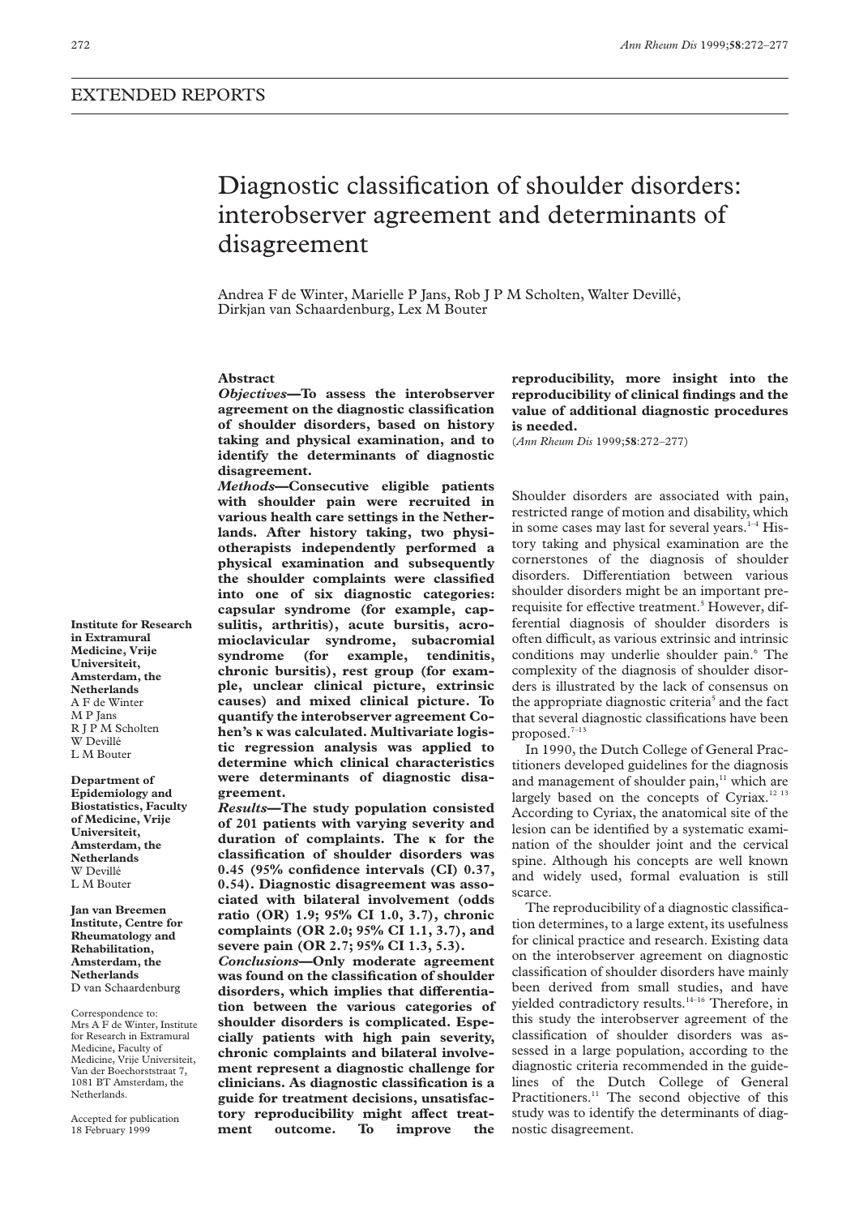EXTENDED REPORTS

# Diagnostic classification of shoulder disorders: interobserver agreement and determinants of disagreement

Andrea F de Winter, Marielle P Jans, Rob J P M Scholten, Walter Devillé, Dirkjan van Schaardenburg, Lex M Bouter

## Abstract

***Objectives*—To assess the interobserver agreement on the diagnostic classification of shoulder disorders, based on history taking and physical examination, and to identify the determinants of diagnostic disagreement.**

***Methods*—Consecutive eligible patients with shoulder pain were recruited in various health care settings in the Netherlands. After history taking, two physiotherapists independently performed a physical examination and subsequently the shoulder complaints were classified into one of six diagnostic categories: capsular syndrome (for example, capsulitis, arthritis), acute bursitis, acromioclavicular syndrome, subacromial syndrome (for example, tendinitis, chronic bursitis), rest group (for example, unclear clinical picture, extrinsic causes) and mixed clinical picture. To quantify the interobserver agreement Cohen's κ was calculated. Multivariate logistic regression analysis was applied to determine which clinical characteristics were determinants of diagnostic disagreement.**

***Results*—The study population consisted of 201 patients with varying severity and duration of complaints. The κ for the classification of shoulder disorders was 0.45 (95% confidence intervals (CI) 0.37, 0.54). Diagnostic disagreement was associated with bilateral involvement (odds ratio (OR) 1.9; 95% CI 1.0, 3.7), chronic complaints (OR 2.0; 95% CI 1.1, 3.7), and severe pain (OR 2.7; 95% CI 1.3, 5.3).**

***Conclusions*—Only moderate agreement was found on the classification of shoulder disorders, which implies that differentiation between the various categories of shoulder disorders is complicated. Especially patients with high pain severity, chronic complaints and bilateral involvement represent a diagnostic challenge for clinicians. As diagnostic classification is a guide for treatment decisions, unsatisfactory reproducibility might affect treatment outcome. To improve the reproducibility, more insight into the reproducibility of clinical findings and the value of additional diagnostic procedures is needed.**

(*Ann Rheum Dis* 1999;**58**:272–277)

**Institute for Research in Extramural Medicine, Vrije Universiteit, Amsterdam, the Netherlands**
A F de Winter
M P Jans
R J P M Scholten
W Devillé
L M Bouter

**Department of Epidemiology and Biostatistics, Faculty of Medicine, Vrije Universiteit, Amsterdam, the Netherlands**
W Devillé
L M Bouter

**Jan van Breemen Institute, Centre for Rheumatology and Rehabilitation, Amsterdam, the Netherlands**
D van Schaardenburg

Correspondence to: Mrs A F de Winter, Institute for Research in Extramural Medicine, Faculty of Medicine, Vrije Universiteit, Van der Boechorststraat 7, 1081 BT Amsterdam, the Netherlands.

Accepted for publication 18 February 1999

Shoulder disorders are associated with pain, restricted range of motion and disability, which in some cases may last for several years.[1–4] History taking and physical examination are the cornerstones of the diagnosis of shoulder disorders. Differentiation between various shoulder disorders might be an important prerequisite for effective treatment.[5] However, differential diagnosis of shoulder disorders is often difficult, as various extrinsic and intrinsic conditions may underlie shoulder pain.[6] The complexity of the diagnosis of shoulder disorders is illustrated by the lack of consensus on the appropriate diagnostic criteria[5] and the fact that several diagnostic classifications have been proposed.[7–13]

In 1990, the Dutch College of General Practitioners developed guidelines for the diagnosis and management of shoulder pain,[11] which are largely based on the concepts of Cyriax.[12 13] According to Cyriax, the anatomical site of the lesion can be identified by a systematic examination of the shoulder joint and the cervical spine. Although his concepts are well known and widely used, formal evaluation is still scarce.

The reproducibility of a diagnostic classification determines, to a large extent, its usefulness for clinical practice and research. Existing data on the interobserver agreement on diagnostic classification of shoulder disorders have mainly been derived from small studies, and have yielded contradictory results.[14–16] Therefore, in this study the interobserver agreement of the classification of shoulder disorders was assessed in a large population, according to the diagnostic criteria recommended in the guidelines of the Dutch College of General Practitioners.[11] The second objective of this study was to identify the determinants of diagnostic disagreement.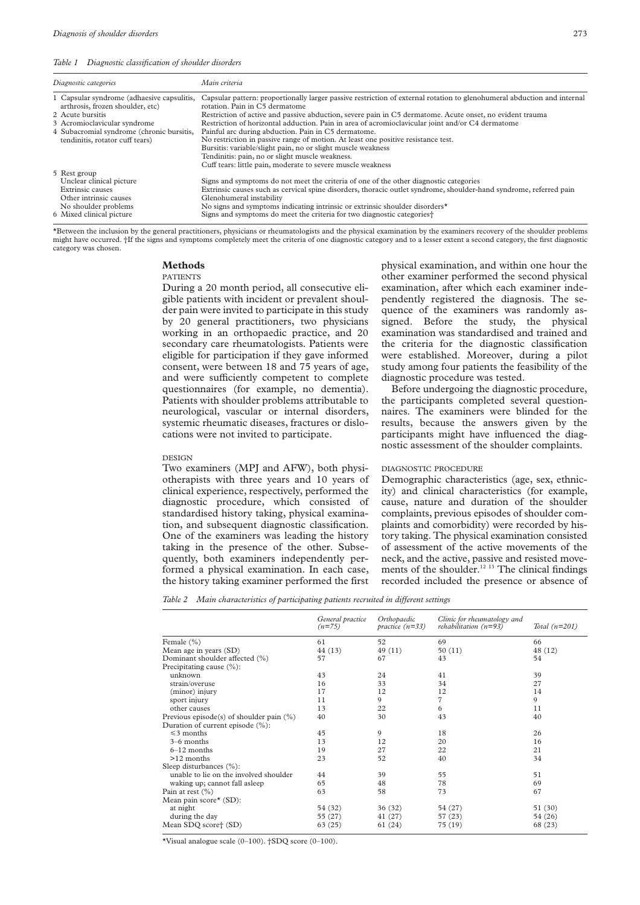*Table 1 Diagnostic classification of shoulder disorders*

| Diagnostic categories | Main criteria |
|---|---|
| 1 Capsular syndrome (adhaesive capsulitis, arthrosis, frozen shoulder, etc) | Capsular pattern: proportionally larger passive restriction of external rotation to glenohumeral abduction and internal rotation. Pain in C5 dermatome |
| 2 Acute bursitis | Restriction of active and passive abduction, severe pain in C5 dermatome. Acute onset, no evident trauma |
| 3 Acromioclavicular syndrome | Restriction of horizontal adduction. Pain in area of acromioclavicular joint and/or C4 dermatome |
| 4 Subacromial syndrome (chronic bursitis, tendinitis, rotator cuff tears) | Painful arc during abduction. Pain in C5 dermatome. No restriction in passive range of motion. At least one positive resistance test. Bursitis: variable/slight pain, no or slight muscle weakness Tendinitis: pain, no or slight muscle weakness. Cuff tears: little pain, moderate to severe muscle weakness |
| 5 Rest group | |
| Unclear clinical picture | Signs and symptoms do not meet the criteria of one of the other diagnostic categories |
| Extrinsic causes | Extrinsic causes such as cervical spine disorders, thoracic outlet syndrome, shoulder-hand syndrome, referred pain |
| Other intrinsic causes | Glenohumeral instability |
| No shoulder problems | No signs and symptoms indicating intrinsic or extrinsic shoulder disorders* |
| 6 Mixed clinical picture | Signs and symptoms do meet the criteria for two diagnostic categories† |

*Between the inclusion by the general practitioners, physicians or rheumatologists and the physical examination by the examiners recovery of the shoulder problems might have occurred. †If the signs and symptoms completely meet the criteria of one diagnostic category and to a lesser extent a second category, the first diagnostic category was chosen.

## Methods

### PATIENTS

During a 20 month period, all consecutive eligible patients with incident or prevalent shoulder pain were invited to participate in this study by 20 general practitioners, two physicians working in an orthopaedic practice, and 20 secondary care rheumatologists. Patients were eligible for participation if they gave informed consent, were between 18 and 75 years of age, and were sufficiently competent to complete questionnaires (for example, no dementia). Patients with shoulder problems attributable to neurological, vascular or internal disorders, systemic rheumatic diseases, fractures or dislocations were not invited to participate.

### DESIGN

Two examiners (MPJ and AFW), both physiotherapists with three years and 10 years of clinical experience, respectively, performed the diagnostic procedure, which consisted of standardised history taking, physical examination, and subsequent diagnostic classification. One of the examiners was leading the history taking in the presence of the other. Subsequently, both examiners independently performed a physical examination. In each case, the history taking examiner performed the first physical examination, and within one hour the other examiner performed the second physical examination, after which each examiner independently registered the diagnosis. The sequence of the examiners was randomly assigned. Before the study, the physical examination was standardised and trained and the criteria for the diagnostic classification were established. Moreover, during a pilot study among four patients the feasibility of the diagnostic procedure was tested.

Before undergoing the diagnostic procedure, the participants completed several questionnaires. The examiners were blinded for the results, because the answers given by the participants might have influenced the diagnostic assessment of the shoulder complaints.

### DIAGNOSTIC PROCEDURE

Demographic characteristics (age, sex, ethnicity) and clinical characteristics (for example, cause, nature and duration of the shoulder complaints, previous episodes of shoulder complaints and comorbidity) were recorded by history taking. The physical examination consisted of assessment of the active movements of the neck, and the active, passive and resisted movements of the shoulder.[12 13] The clinical findings recorded included the presence or absence of

*Table 2 Main characteristics of participating patients recruited in different settings*

| | General practice (n=75) | Orthopaedic practice (n=33) | Clinic for rheumatology and rehabilitation (n=93) | Total (n=201) |
|---|---|---|---|---|
| Female (%) | 61 | 52 | 69 | 66 |
| Mean age in years (SD) | 44 (13) | 49 (11) | 50 (11) | 48 (12) |
| Dominant shoulder affected (%) | 57 | 67 | 43 | 54 |
| Precipitating cause (%): | | | | |
| unknown | 43 | 24 | 41 | 39 |
| strain/overuse | 16 | 33 | 34 | 27 |
| (minor) injury | 17 | 12 | 12 | 14 |
| sport injury | 11 | 9 | 7 | 9 |
| other causes | 13 | 22 | 6 | 11 |
| Previous episode(s) of shoulder pain (%) | 40 | 30 | 43 | 40 |
| Duration of current episode (%): | | | | |
| ≤3 months | 45 | 9 | 18 | 26 |
| 3–6 months | 13 | 12 | 20 | 16 |
| 6–12 months | 19 | 27 | 22 | 21 |
| >12 months | 23 | 52 | 40 | 34 |
| Sleep disturbances (%): | | | | |
| unable to lie on the involved shoulder | 44 | 39 | 55 | 51 |
| waking up; cannot fall asleep | 65 | 48 | 78 | 69 |
| Pain at rest (%) | 63 | 58 | 73 | 67 |
| Mean pain score* (SD): | | | | |
| at night | 54 (32) | 36 (32) | 54 (27) | 51 (30) |
| during the day | 55 (27) | 41 (27) | 57 (23) | 54 (26) |
| Mean SDQ score† (SD) | 63 (25) | 61 (24) | 75 (19) | 68 (23) |

*Visual analogue scale (0–100). †SDQ score (0–100).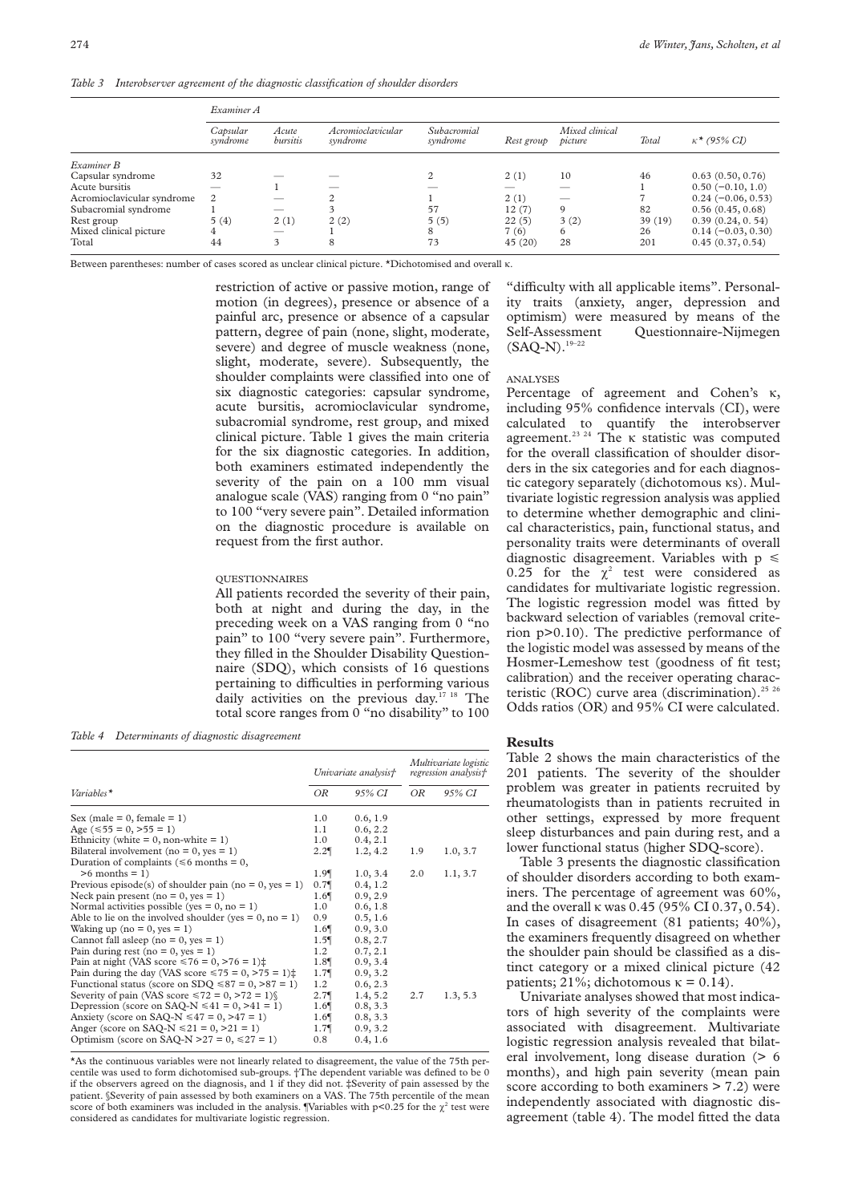*Table 3 Interobserver agreement of the diagnostic classification of shoulder disorders*

| | Examiner A | | | | | | | |
|---|---|---|---|---|---|---|---|---|
| | *Capsular syndrome* | *Acute bursitis* | *Acromioclavicular syndrome* | *Subacromial syndrome* | *Rest group* | *Mixed clinical picture* | *Total* | κ* (95% CI) |
| *Examiner B* | | | | | | | | |
| Capsular syndrome | 32 | — | — | 2 | 2 (1) | 10 | 46 | 0.63 (0.50, 0.76) |
| Acute bursitis | — | 1 | — | — | — | — | 1 | 0.50 (−0.10, 1.0) |
| Acromioclavicular syndrome | 2 | — | 2 | 1 | 2 (1) | — | 7 | 0.24 (−0.06, 0.53) |
| Subacromial syndrome | 1 | — | 3 | 57 | 12 (7) | 9 | 82 | 0.56 (0.45, 0.68) |
| Rest group | 5 (4) | 2 (1) | 2 (2) | 5 (5) | 22 (5) | 3 (2) | 39 (19) | 0.39 (0.24, 0. 54) |
| Mixed clinical picture | 4 | — | 1 | 8 | 7 (6) | 6 | 26 | 0.14 (−0.03, 0.30) |
| Total | 44 | 3 | 8 | 73 | 45 (20) | 28 | 201 | 0.45 (0.37, 0.54) |

Between parentheses: number of cases scored as unclear clinical picture. *Dichotomised and overall κ.

restriction of active or passive motion, range of motion (in degrees), presence or absence of a painful arc, presence or absence of a capsular pattern, degree of pain (none, slight, moderate, severe) and degree of muscle weakness (none, slight, moderate, severe). Subsequently, the shoulder complaints were classified into one of six diagnostic categories: capsular syndrome, acute bursitis, acromioclavicular syndrome, subacromial syndrome, rest group, and mixed clinical picture. Table 1 gives the main criteria for the six diagnostic categories. In addition, both examiners estimated independently the severity of the pain on a 100 mm visual analogue scale (VAS) ranging from 0 "no pain" to 100 "very severe pain". Detailed information on the diagnostic procedure is available on request from the first author.

### QUESTIONNAIRES

All patients recorded the severity of their pain, both at night and during the day, in the preceding week on a VAS ranging from 0 "no pain" to 100 "very severe pain". Furthermore, they filled in the Shoulder Disability Questionnaire (SDQ), which consists of 16 questions pertaining to difficulties in performing various daily activities on the previous day.[17 18] The total score ranges from 0 "no disability" to 100 "difficulty with all applicable items". Personality traits (anxiety, anger, depression and optimism) were measured by means of the Self-Assessment Questionnaire-Nijmegen (SAQ-N).[19–22]

### ANALYSES

Percentage of agreement and Cohen's κ, including 95% confidence intervals (CI), were calculated to quantify the interobserver agreement.[23 24] The κ statistic was computed for the overall classification of shoulder disorders in the six categories and for each diagnostic category separately (dichotomous κs). Multivariate logistic regression analysis was applied to determine whether demographic and clinical characteristics, pain, functional status, and personality traits were determinants of overall diagnostic disagreement. Variables with $p \leq 0.25$ for the $\chi^2$ test were considered as candidates for multivariate logistic regression. The logistic regression model was fitted by backward selection of variables (removal criterion $p>0.10$). The predictive performance of the logistic model was assessed by means of the Hosmer-Lemeshow test (goodness of fit test; calibration) and the receiver operating characteristic (ROC) curve area (discrimination).[25 26] Odds ratios (OR) and 95% CI were calculated.

*Table 4 Determinants of diagnostic disagreement*

| | Univariate analysis† | | Multivariate logistic regression analysis† | |
|---|---|---|---|---|
| *Variables** | *OR* | *95% CI* | *OR* | *95% CI* |
| Sex (male = 0, female = 1) | 1.0 | 0.6, 1.9 | | |
| Age (≤55 = 0, >55 = 1) | 1.1 | 0.6, 2.2 | | |
| Ethnicity (white = 0, non-white = 1) | 1.0 | 0.4, 2.1 | | |
| Bilateral involvement (no = 0, yes = 1) | 2.2¶ | 1.2, 4.2 | 1.9 | 1.0, 3.7 |
| Duration of complaints (≤6 months = 0, >6 months = 1) | 1.9¶ | 1.0, 3.4 | 2.0 | 1.1, 3.7 |
| Previous episode(s) of shoulder pain (no = 0, yes = 1) | 0.7¶ | 0.4, 1.2 | | |
| Neck pain present (no = 0, yes = 1) | 1.6¶ | 0.9, 2.9 | | |
| Normal activities possible (yes = 0, no = 1) | 1.0 | 0.6, 1.8 | | |
| Able to lie on the involved shoulder (yes = 0, no = 1) | 0.9 | 0.5, 1.6 | | |
| Waking up (no = 0, yes = 1) | 1.6¶ | 0.9, 3.0 | | |
| Cannot fall asleep (no = 0, yes = 1) | 1.5¶ | 0.8, 2.7 | | |
| Pain during rest (no = 0, yes = 1) | 1.2 | 0.7, 2.1 | | |
| Pain at night (VAS score ≤76 = 0, >76 = 1)‡ | 1.8¶ | 0.9, 3.4 | | |
| Pain during the day (VAS score ≤75 = 0, >75 = 1)‡ | 1.7¶ | 0.9, 3.2 | | |
| Functional status (score on SDQ ≤87 = 0, >87 = 1) | 1.2 | 0.6, 2.3 | | |
| Severity of pain (VAS score ≤72 = 0, >72 = 1)§ | 2.7¶ | 1.4, 5.2 | 2.7 | 1.3, 5.3 |
| Depression (score on SAQ-N ≤41 = 0, >41 = 1) | 1.6¶ | 0.8, 3.3 | | |
| Anxiety (score on SAQ-N ≤47 = 0, >47 = 1) | 1.6¶ | 0.8, 3.3 | | |
| Anger (score on SAQ-N ≤21 = 0, >21 = 1) | 1.7¶ | 0.9, 3.2 | | |
| Optimism (score on SAQ-N >27 = 0, ≤27 = 1) | 0.8 | 0.4, 1.6 | | |

*As the continuous variables were not linearly related to disagreement, the value of the 75th percentile was used to form dichotomised sub-groups. †The dependent variable was defined to be 0 if the observers agreed on the diagnosis, and 1 if they did not. ‡Severity of pain assessed by the patient. §Severity of pain assessed by both examiners on a VAS. The 75th percentile of the mean score of both examiners was included in the analysis. ¶Variables with p<0.25 for the $\chi^2$ test were considered as candidates for multivariate logistic regression.

## Results

Table 2 shows the main characteristics of the 201 patients. The severity of the shoulder problem was greater in patients recruited by rheumatologists than in patients recruited in other settings, expressed by more frequent sleep disturbances and pain during rest, and a lower functional status (higher SDQ-score).

Table 3 presents the diagnostic classification of shoulder disorders according to both examiners. The percentage of agreement was 60%, and the overall κ was 0.45 (95% CI 0.37, 0.54). In cases of disagreement (81 patients; 40%), the examiners frequently disagreed on whether the shoulder pain should be classified as a distinct category or a mixed clinical picture (42 patients; 21%; dichotomous κ = 0.14).

Univariate analyses showed that most indicators of high severity of the complaints were associated with disagreement. Multivariate logistic regression analysis revealed that bilateral involvement, long disease duration (> 6 months), and high pain severity (mean pain score according to both examiners > 7.2) were independently associated with diagnostic disagreement (table 4). The model fitted the data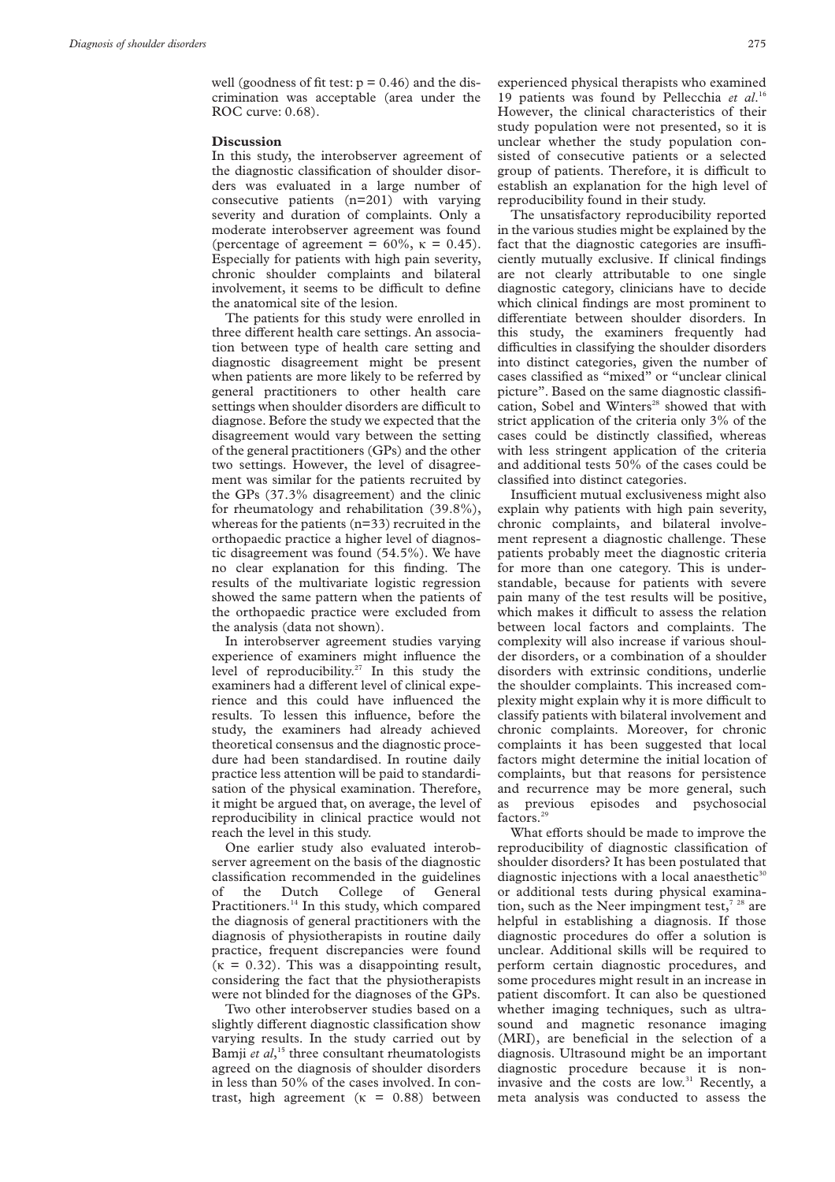well (goodness of fit test: $p = 0.46$) and the discrimination was acceptable (area under the ROC curve: 0.68).

## Discussion

In this study, the interobserver agreement of the diagnostic classification of shoulder disorders was evaluated in a large number of consecutive patients (n=201) with varying severity and duration of complaints. Only a moderate interobserver agreement was found (percentage of agreement = 60%, $\kappa = 0.45$). Especially for patients with high pain severity, chronic shoulder complaints and bilateral involvement, it seems to be difficult to define the anatomical site of the lesion.

The patients for this study were enrolled in three different health care settings. An association between type of health care setting and diagnostic disagreement might be present when patients are more likely to be referred by general practitioners to other health care settings when shoulder disorders are difficult to diagnose. Before the study we expected that the disagreement would vary between the setting of the general practitioners (GPs) and the other two settings. However, the level of disagreement was similar for the patients recruited by the GPs (37.3% disagreement) and the clinic for rheumatology and rehabilitation (39.8%), whereas for the patients (n=33) recruited in the orthopaedic practice a higher level of diagnostic disagreement was found (54.5%). We have no clear explanation for this finding. The results of the multivariate logistic regression showed the same pattern when the patients of the orthopaedic practice were excluded from the analysis (data not shown).

In interobserver agreement studies varying experience of examiners might influence the level of reproducibility.[27] In this study the examiners had a different level of clinical experience and this could have influenced the results. To lessen this influence, before the study, the examiners had already achieved theoretical consensus and the diagnostic procedure had been standardised. In routine daily practice less attention will be paid to standardisation of the physical examination. Therefore, it might be argued that, on average, the level of reproducibility in clinical practice would not reach the level in this study.

One earlier study also evaluated interobserver agreement on the basis of the diagnostic classification recommended in the guidelines of the Dutch College of General Practitioners.[14] In this study, which compared the diagnosis of general practitioners with the diagnosis of physiotherapists in routine daily practice, frequent discrepancies were found ($\kappa = 0.32$). This was a disappointing result, considering the fact that the physiotherapists were not blinded for the diagnoses of the GPs.

Two other interobserver studies based on a slightly different diagnostic classification show varying results. In the study carried out by Bamji *et al*,[15] three consultant rheumatologists agreed on the diagnosis of shoulder disorders in less than 50% of the cases involved. In contrast, high agreement ($\kappa = 0.88$) between experienced physical therapists who examined 19 patients was found by Pellecchia *et al*.[16] However, the clinical characteristics of their study population were not presented, so it is unclear whether the study population consisted of consecutive patients or a selected group of patients. Therefore, it is difficult to establish an explanation for the high level of reproducibility found in their study.

The unsatisfactory reproducibility reported in the various studies might be explained by the fact that the diagnostic categories are insufficiently mutually exclusive. If clinical findings are not clearly attributable to one single diagnostic category, clinicians have to decide which clinical findings are most prominent to differentiate between shoulder disorders. In this study, the examiners frequently had difficulties in classifying the shoulder disorders into distinct categories, given the number of cases classified as "mixed" or "unclear clinical picture". Based on the same diagnostic classification, Sobel and Winters[28] showed that with strict application of the criteria only 3% of the cases could be distinctly classified, whereas with less stringent application of the criteria and additional tests 50% of the cases could be classified into distinct categories.

Insufficient mutual exclusiveness might also explain why patients with high pain severity, chronic complaints, and bilateral involvement represent a diagnostic challenge. These patients probably meet the diagnostic criteria for more than one category. This is understandable, because for patients with severe pain many of the test results will be positive, which makes it difficult to assess the relation between local factors and complaints. The complexity will also increase if various shoulder disorders, or a combination of a shoulder disorders with extrinsic conditions, underlie the shoulder complaints. This increased complexity might explain why it is more difficult to classify patients with bilateral involvement and chronic complaints. Moreover, for chronic complaints it has been suggested that local factors might determine the initial location of complaints, but that reasons for persistence and recurrence may be more general, such as previous episodes and psychosocial factors.[29]

What efforts should be made to improve the reproducibility of diagnostic classification of shoulder disorders? It has been postulated that diagnostic injections with a local anaesthetic[30] or additional tests during physical examination, such as the Neer impingment test,[7,28] are helpful in establishing a diagnosis. If those diagnostic procedures do offer a solution is unclear. Additional skills will be required to perform certain diagnostic procedures, and some procedures might result in an increase in patient discomfort. It can also be questioned whether imaging techniques, such as ultrasound and magnetic resonance imaging (MRI), are beneficial in the selection of a diagnosis. Ultrasound might be an important diagnostic procedure because it is non-invasive and the costs are low.[31] Recently, a meta analysis was conducted to assess the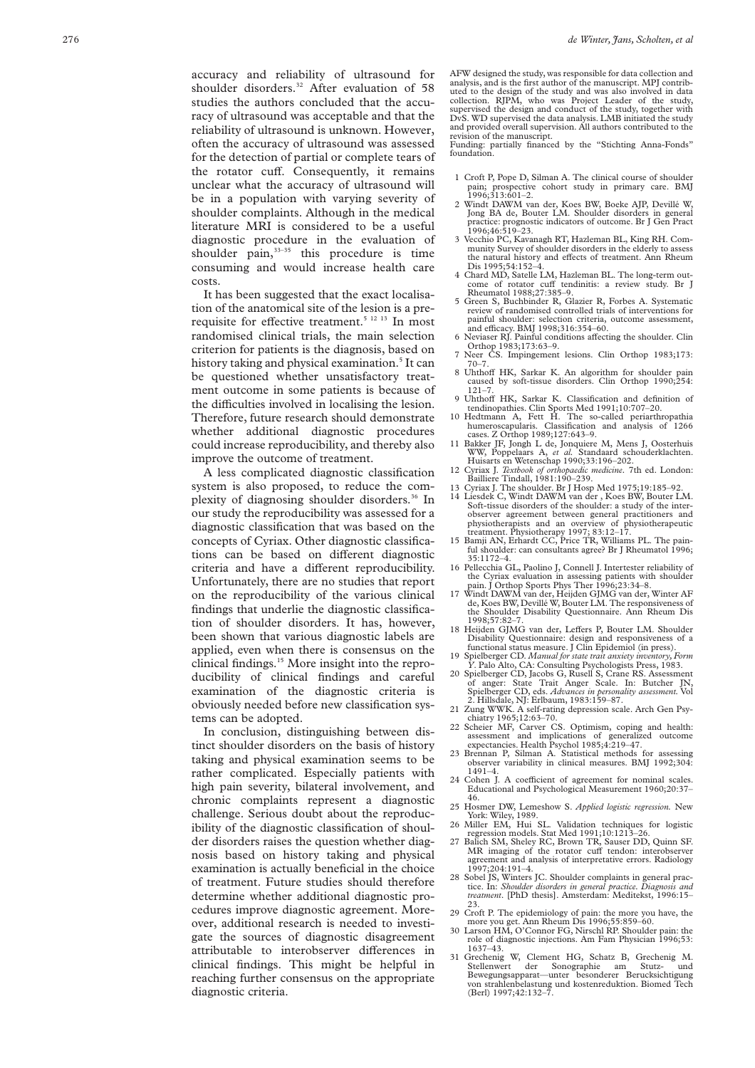accuracy and reliability of ultrasound for shoulder disorders.[32] After evaluation of 58 studies the authors concluded that the accuracy of ultrasound was acceptable and that the reliability of ultrasound is unknown. However, often the accuracy of ultrasound was assessed for the detection of partial or complete tears of the rotator cuff. Consequently, it remains unclear what the accuracy of ultrasound will be in a population with varying severity of shoulder complaints. Although in the medical literature MRI is considered to be a useful diagnostic procedure in the evaluation of shoulder pain,[33–35] this procedure is time consuming and would increase health care costs.

It has been suggested that the exact localisation of the anatomical site of the lesion is a prerequisite for effective treatment.[5 12 13] In most randomised clinical trials, the main selection criterion for patients is the diagnosis, based on history taking and physical examination.[5] It can be questioned whether unsatisfactory treatment outcome in some patients is because of the difficulties involved in localising the lesion. Therefore, future research should demonstrate whether additional diagnostic procedures could increase reproducibility, and thereby also improve the outcome of treatment.

A less complicated diagnostic classification system is also proposed, to reduce the complexity of diagnosing shoulder disorders.[36] In our study the reproducibility was assessed for a diagnostic classification that was based on the concepts of Cyriax. Other diagnostic classifications can be based on different diagnostic criteria and have a different reproducibility. Unfortunately, there are no studies that report on the reproducibility of the various clinical findings that underlie the diagnostic classification of shoulder disorders. It has, however, been shown that various diagnostic labels are applied, even when there is consensus on the clinical findings.[15] More insight into the reproducibility of clinical findings and careful examination of the diagnostic criteria is obviously needed before new classification systems can be adopted.

In conclusion, distinguishing between distinct shoulder disorders on the basis of history taking and physical examination seems to be rather complicated. Especially patients with high pain severity, bilateral involvement, and chronic complaints represent a diagnostic challenge. Serious doubt about the reproducibility of the diagnostic classification of shoulder disorders raises the question whether diagnosis based on history taking and physical examination is actually beneficial in the choice of treatment. Future studies should therefore determine whether additional diagnostic procedures improve diagnostic agreement. Moreover, additional research is needed to investigate the sources of diagnostic disagreement attributable to interobserver differences in clinical findings. This might be helpful in reaching further consensus on the appropriate diagnostic criteria.

AFW designed the study, was responsible for data collection and analysis, and is the first author of the manuscript. MPJ contributed to the design of the study and was also involved in data collection. RJPM, who was Project Leader of the study, supervised the design and conduct of the study, together with DvS. WD supervised the data analysis. LMB initiated the study and provided overall supervision. All authors contributed to the revision of the manuscript.

Funding: partially financed by the "Stichting Anna-Fonds" foundation.

1. Croft P, Pope D, Silman A. The clinical course of shoulder pain; prospective cohort study in primary care. BMJ 1996;313:601–2.
2. Windt DAWM van der, Koes BW, Boeke AJP, Devillé W, Jong BA de, Bouter LM. Shoulder disorders in general practice: prognostic indicators of outcome. Br J Gen Pract 1996;46:519–23.
3. Vecchio PC, Kavanagh RT, Hazleman BL, King RH. Community Survey of shoulder disorders in the elderly to assess the natural history and effects of treatment. Ann Rheum Dis 1995;54:152–4.
4. Chard MD, Satelle LM, Hazleman BL. The long-term outcome of rotator cuff tendinitis: a review study. Br J Rheumatol 1988;27:385–9.
5. Green S, Buchbinder R, Glazier R, Forbes A. Systematic review of randomised controlled trials of interventions for painful shoulder: selection criteria, outcome assessment, and efficacy. BMJ 1998;316:354–60.
6. Neviaser RJ. Painful conditions affecting the shoulder. Clin Orthop 1983;173:63–9.
7. Neer CS. Impingement lesions. Clin Orthop 1983;173: 70–7.
8. Uhthoff HK, Sarkar K. An algorithm for shoulder pain caused by soft-tissue disorders. Clin Orthop 1990;254: 121–7.
9. Uhthoff HK, Sarkar K. Classification and definition of tendinopathies. Clin Sports Med 1991;10:707–20.
10. Hedtmann A, Fett H. The so-called periarthropathia humeroscapularis. Classification and analysis of 1266 cases. Z Orthop 1989;127:643–9.
11. Bakker JF, Jongh L de, Jonquiere M, Mens J, Oosterhuis WW, Poppelaars A, *et al.* Standaard schouderklachten. Huisarts en Wetenschap 1990;33:196–202.
12. Cyriax J. *Textbook of orthopaedic medicine.* 7th ed. London: Bailliere Tindall, 1981:190–239.
13. Cyriax J. The shoulder. Br J Hosp Med 1975;19:185–92.
14. Liesdek C, Windt DAWM van der, Koes BW, Bouter LM. Soft-tissue disorders of the shoulder: a study of the interobserver agreement between general practitioners and physiotherapists and an overview of physiotherapeutic treatment. Physiotherapy 1997; 83:12–17.
15. Bamji AN, Erhardt CC, Price TR, Williams PL. The painful shoulder: can consultants agree? Br J Rheumatol 1996; 35:1172–4.
16. Pellecchia GL, Paolino J, Connell J. Intertester reliability of the Cyriax evaluation in assessing patients with shoulder pain. J Orthop Sports Phys Ther 1996;23:34–8.
17. Windt DAWM van der, Heijden GJMG van der, Winter AF de, Koes BW, Devillé W, Bouter LM. The responsiveness of the Shoulder Disability Questionnaire. Ann Rheum Dis 1998;57:82–7.
18. Heijden GJMG van der, Leffers P, Bouter LM. Shoulder Disability Questionnaire: design and responsiveness of a functional status measure. J Clin Epidemiol (in press).
19. Spielberger CD. *Manual for state trait anxiety inventory, Form Y.* Palo Alto, CA: Consulting Psychologists Press, 1983.
20. Spielberger CD, Jacobs G, Rusell S, Crane RS. Assessment of anger: State Trait Anger Scale. In: Butcher JN, Spielberger CD, eds. *Advances in personality assessment.* Vol 2. Hillsdale, NJ: Erlbaum, 1983:159–87.
21. Zung WWK. A self-rating depression scale. Arch Gen Psychiatry 1965;12:63–70.
22. Scheier MF, Carver CS. Optimism, coping and health: assessment and implications of generalized outcome expectancies. Health Psychol 1985;4:219–47.
23. Brennan P, Silman A. Statistical methods for assessing observer variability in clinical measures. BMJ 1992;304: 1491–4.
24. Cohen J. A coefficient of agreement for nominal scales. Educational and Psychological Measurement 1960;20:37–46.
25. Hosmer DW, Lemeshow S. *Applied logistic regression.* New York: Wiley, 1989.
26. Miller EM, Hui SL. Validation techniques for logistic regression models. Stat Med 1991;10:1213–26.
27. Balich SM, Sheley RC, Brown TR, Sauser DD, Quinn SF. MR imaging of the rotator cuff tendon: interobserver agreement and analysis of interpretative errors. Radiology 1997;204:191–4.
28. Sobel JS, Winters JC. Shoulder complaints in general practice. In: *Shoulder disorders in general practice. Diagnosis and treatment.* [PhD thesis]. Amsterdam: Meditekst, 1996:15–23.
29. Croft P. The epidemiology of pain: the more you have, the more you get. Ann Rheum Dis 1996;55:859–60.
30. Larson HM, O'Connor FG, Nirschl RP. Shoulder pain: the role of diagnostic injections. Am Fam Physician 1996;53: 1637–43.
31. Grechenig W, Clement HG, Schatz B, Grechenig M. Stellenwert der Sonographie am Stutz- und Bewegungsapparat—unter besonderer Berucksichtigung von strahlenbelastung und kostenreduktion. Biomed Tech (Berl) 1997;42:132–7.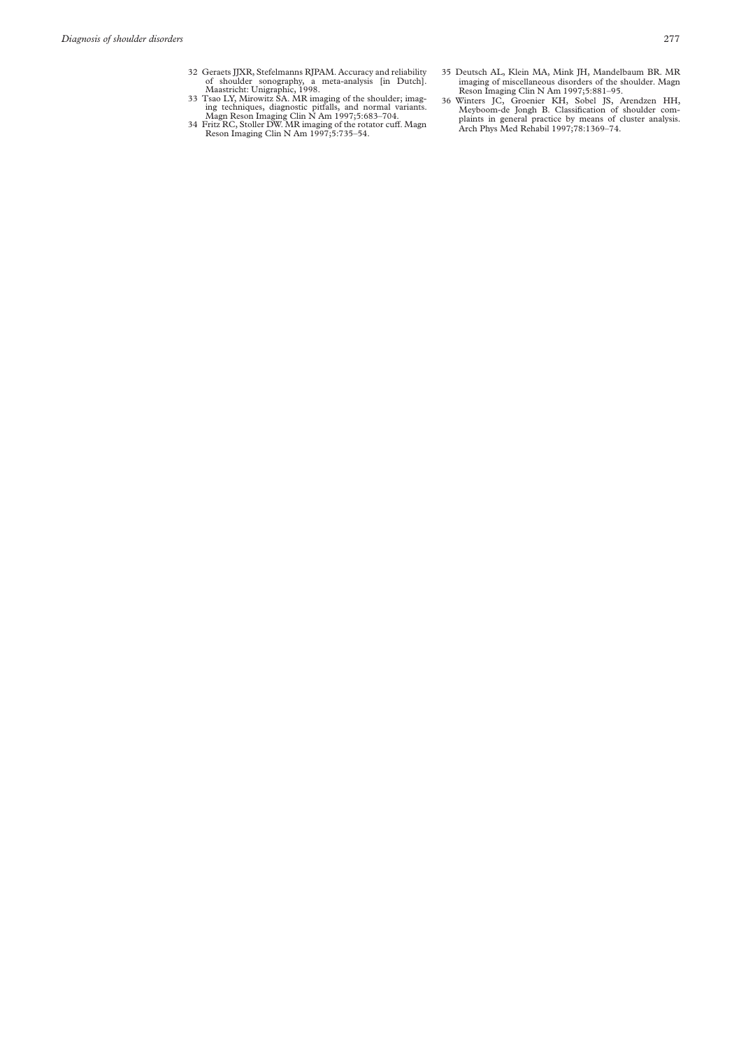32 Geraets JJXR, Stefelmanns RJPAM. Accuracy and reliability of shoulder sonography, a meta-analysis [in Dutch]. Maastricht: Unigraphic, 1998.

33 Tsao LY, Mirowitz SA. MR imaging of the shoulder; imaging techniques, diagnostic pitfalls, and normal variants. Magn Reson Imaging Clin N Am 1997;5:683–704.

34 Fritz RC, Stoller DW. MR imaging of the rotator cuff. Magn Reson Imaging Clin N Am 1997;5:735–54.

35 Deutsch AL, Klein MA, Mink JH, Mandelbaum BR. MR imaging of miscellaneous disorders of the shoulder. Magn Reson Imaging Clin N Am 1997;5:881–95.

36 Winters JC, Groenier KH, Sobel JS, Arendzen HH, Meyboom-de Jongh B. Classification of shoulder complaints in general practice by means of cluster analysis. Arch Phys Med Rehabil 1997;78:1369–74.